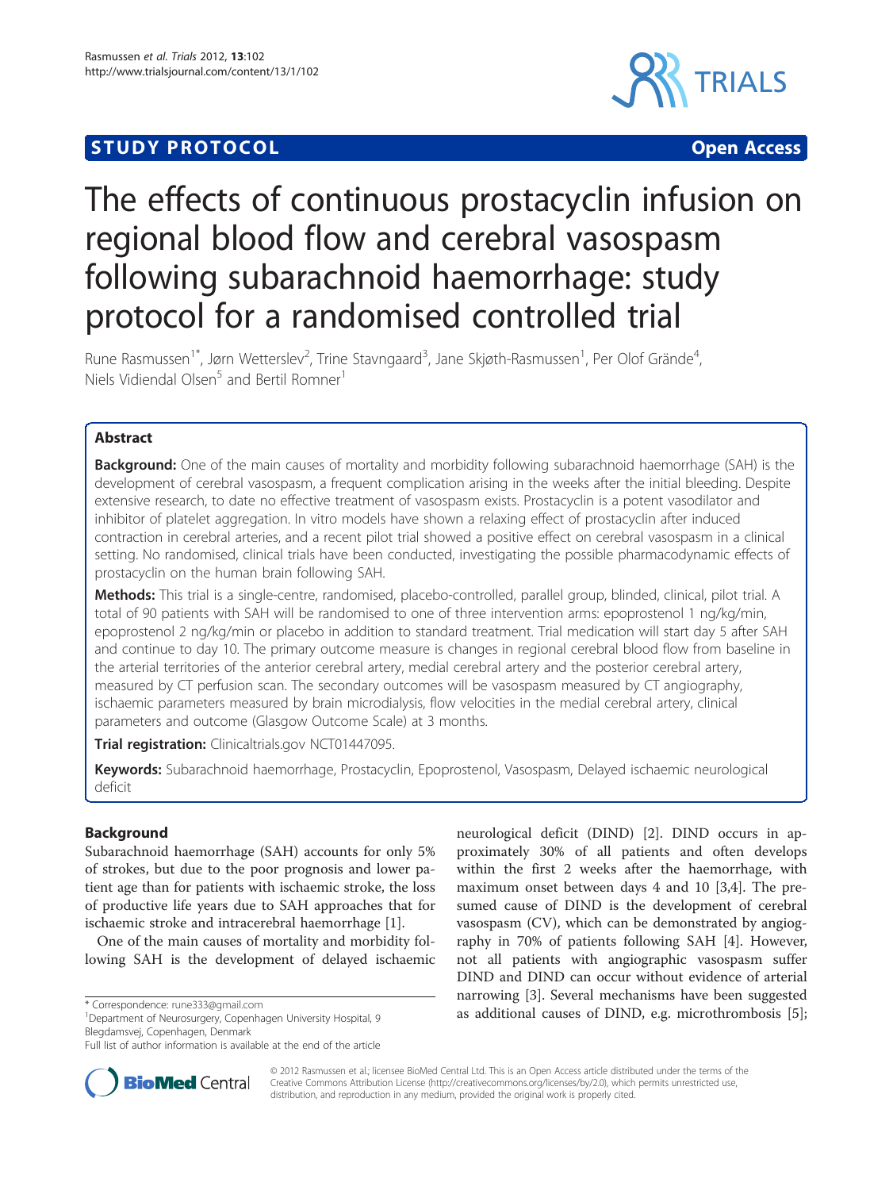STUDY PROTOCOL Open Access

# The effects of continuous prostacyclin infusion on regional blood flow and cerebral vasospasm following subarachnoid haemorrhage: study protocol for a randomised controlled trial

Rune Rasmussen[1*], Jørn Wetterslev[2], Trine Stavngaard[3], Jane Skjøth-Rasmussen[1], Per Olof Grände[4], Niels Vidiendal Olsen[5] and Bertil Romner[1]

## Abstract

**Background:** One of the main causes of mortality and morbidity following subarachnoid haemorrhage (SAH) is the development of cerebral vasospasm, a frequent complication arising in the weeks after the initial bleeding. Despite extensive research, to date no effective treatment of vasospasm exists. Prostacyclin is a potent vasodilator and inhibitor of platelet aggregation. In vitro models have shown a relaxing effect of prostacyclin after induced contraction in cerebral arteries, and a recent pilot trial showed a positive effect on cerebral vasospasm in a clinical setting. No randomised, clinical trials have been conducted, investigating the possible pharmacodynamic effects of prostacyclin on the human brain following SAH.

**Methods:** This trial is a single-centre, randomised, placebo-controlled, parallel group, blinded, clinical, pilot trial. A total of 90 patients with SAH will be randomised to one of three intervention arms: epoprostenol 1 ng/kg/min, epoprostenol 2 ng/kg/min or placebo in addition to standard treatment. Trial medication will start day 5 after SAH and continue to day 10. The primary outcome measure is changes in regional cerebral blood flow from baseline in the arterial territories of the anterior cerebral artery, medial cerebral artery and the posterior cerebral artery, measured by CT perfusion scan. The secondary outcomes will be vasospasm measured by CT angiography, ischaemic parameters measured by brain microdialysis, flow velocities in the medial cerebral artery, clinical parameters and outcome (Glasgow Outcome Scale) at 3 months.

**Trial registration:** Clinicaltrials.gov NCT01447095.

**Keywords:** Subarachnoid haemorrhage, Prostacyclin, Epoprostenol, Vasospasm, Delayed ischaemic neurological deficit

## Background

Subarachnoid haemorrhage (SAH) accounts for only 5% of strokes, but due to the poor prognosis and lower patient age than for patients with ischaemic stroke, the loss of productive life years due to SAH approaches that for ischaemic stroke and intracerebral haemorrhage [1].

One of the main causes of mortality and morbidity following SAH is the development of delayed ischaemic neurological deficit (DIND) [2]. DIND occurs in approximately 30% of all patients and often develops within the first 2 weeks after the haemorrhage, with maximum onset between days 4 and 10 [3,4]. The presumed cause of DIND is the development of cerebral vasospasm (CV), which can be demonstrated by angiography in 70% of patients following SAH [4]. However, not all patients with angiographic vasospasm suffer DIND and DIND can occur without evidence of arterial narrowing [3]. Several mechanisms have been suggested as additional causes of DIND, e.g. microthrombosis [5];

\* Correspondence: rune333@gmail.com
[1]Department of Neurosurgery, Copenhagen University Hospital, 9 Blegdamsvej, Copenhagen, Denmark
Full list of author information is available at the end of the article

© 2012 Rasmussen et al.; licensee BioMed Central Ltd. This is an Open Access article distributed under the terms of the Creative Commons Attribution License (http://creativecommons.org/licenses/by/2.0), which permits unrestricted use, distribution, and reproduction in any medium, provided the original work is properly cited.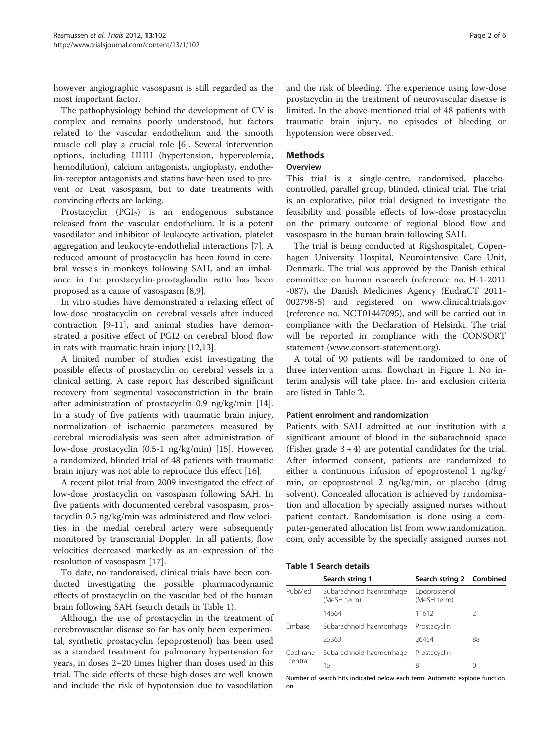however angiographic vasospasm is still regarded as the most important factor.

The pathophysiology behind the development of CV is complex and remains poorly understood, but factors related to the vascular endothelium and the smooth muscle cell play a crucial role [6]. Several intervention options, including HHH (hypertension, hypervolemia, hemodilution), calcium antagonists, angioplasty, endothelin-receptor antagonists and statins have been used to prevent or treat vasospasm, but to date treatments with convincing effects are lacking.

Prostacyclin ($PGI_2$) is an endogenous substance released from the vascular endothelium. It is a potent vasodilator and inhibitor of leukocyte activation, platelet aggregation and leukocyte-endothelial interactions [7]. A reduced amount of prostacyclin has been found in cerebral vessels in monkeys following SAH, and an imbalance in the prostacyclin-prostaglandin ratio has been proposed as a cause of vasospasm [8,9].

In vitro studies have demonstrated a relaxing effect of low-dose prostacyclin on cerebral vessels after induced contraction [9-11], and animal studies have demonstrated a positive effect of PGI2 on cerebral blood flow in rats with traumatic brain injury [12,13].

A limited number of studies exist investigating the possible effects of prostacyclin on cerebral vessels in a clinical setting. A case report has described significant recovery from segmental vasoconstriction in the brain after administration of prostacyclin 0.9 ng/kg/min [14]. In a study of five patients with traumatic brain injury, normalization of ischaemic parameters measured by cerebral microdialysis was seen after administration of low-dose prostacyclin (0.5-1 ng/kg/min) [15]. However, a randomized, blinded trial of 48 patients with traumatic brain injury was not able to reproduce this effect [16].

A recent pilot trial from 2009 investigated the effect of low-dose prostacyclin on vasospasm following SAH. In five patients with documented cerebral vasospasm, prostacyclin 0.5 ng/kg/min was administered and flow velocities in the medial cerebral artery were subsequently monitored by transcranial Doppler. In all patients, flow velocities decreased markedly as an expression of the resolution of vasospasm [17].

To date, no randomised, clinical trials have been conducted investigating the possible pharmacodynamic effects of prostacyclin on the vascular bed of the human brain following SAH (search details in Table 1).

Although the use of prostacyclin in the treatment of cerebrovascular disease so far has only been experimental, synthetic prostacyclin (epoprostenol) has been used as a standard treatment for pulmonary hypertension for years, in doses 2–20 times higher than doses used in this trial. The side effects of these high doses are well known and include the risk of hypotension due to vasodilation and the risk of bleeding. The experience using low-dose prostacyclin in the treatment of neurovascular disease is limited. In the above-mentioned trial of 48 patients with traumatic brain injury, no episodes of bleeding or hypotension were observed.

## Methods

### Overview

This trial is a single-centre, randomised, placebo-controlled, parallel group, blinded, clinical trial. The trial is an explorative, pilot trial designed to investigate the feasibility and possible effects of low-dose prostacyclin on the primary outcome of regional blood flow and vasospasm in the human brain following SAH.

The trial is being conducted at Rigshospitalet, Copenhagen University Hospital, Neurointensive Care Unit, Denmark. The trial was approved by the Danish ethical committee on human research (reference no. H-1-2011-087), the Danish Medicines Agency (EudraCT 2011-002798-5) and registered on www.clinical.trials.gov (reference no. NCT01447095), and will be carried out in compliance with the Declaration of Helsinki. The trial will be reported in compliance with the CONSORT statement (www.consort-statement.org).

A total of 90 patients will be randomized to one of three intervention arms, flowchart in Figure 1. No interim analysis will take place. In- and exclusion criteria are listed in Table 2.

### Patient enrolment and randomization

Patients with SAH admitted at our institution with a significant amount of blood in the subarachnoid space (Fisher grade 3 + 4) are potential candidates for the trial. After informed consent, patients are randomized to either a continuous infusion of epoprostenol 1 ng/kg/min, or epoprostenol 2 ng/kg/min, or placebo (drug solvent). Concealed allocation is achieved by randomisation and allocation by specially assigned nurses without patient contact. Randomisation is done using a computer-generated allocation list from www.randomization.com, only accessible by the specially assigned nurses not

**Table 1 Search details**

| | Search string 1 | Search string 2 | Combined |
|---|---|---|---|
| PubMed | Subarachnoid haemorrhage (MeSH term) | Epoprostenol (MeSH term) | |
| | 14664 | 11612 | 21 |
| Embase | Subarachnoid haemorrhage | Prostacyclin | |
| | 25363 | 26454 | 88 |
| Cochrane central | Subarachnoid haemorrhage | Prostacyclin | |
| | 15 | 8 | 0 |

Number of search hits indicated below each term. Automatic explode function on.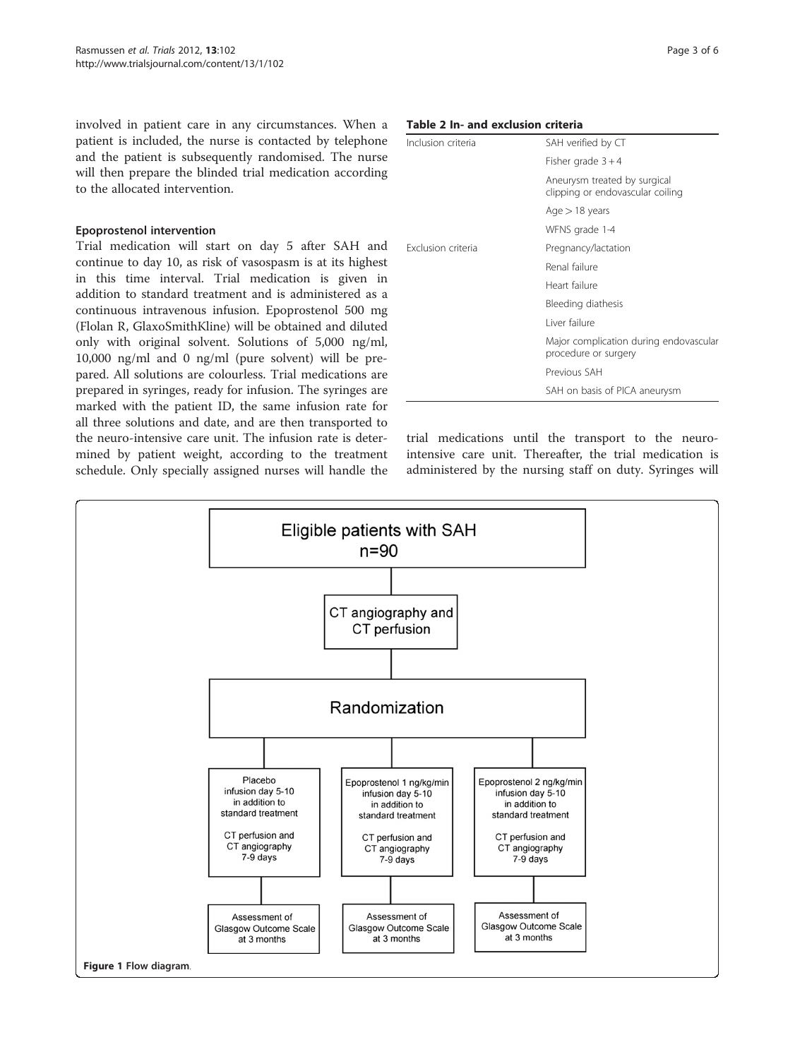involved in patient care in any circumstances. When a patient is included, the nurse is contacted by telephone and the patient is subsequently randomised. The nurse will then prepare the blinded trial medication according to the allocated intervention.

### Epoprostenol intervention

Trial medication will start on day 5 after SAH and continue to day 10, as risk of vasospasm is at its highest in this time interval. Trial medication is given in addition to standard treatment and is administered as a continuous intravenous infusion. Epoprostenol 500 mg (Flolan R, GlaxoSmithKline) will be obtained and diluted only with original solvent. Solutions of 5,000 ng/ml, 10,000 ng/ml and 0 ng/ml (pure solvent) will be prepared. All solutions are colourless. Trial medications are prepared in syringes, ready for infusion. The syringes are marked with the patient ID, the same infusion rate for all three solutions and date, and are then transported to the neuro-intensive care unit. The infusion rate is determined by patient weight, according to the treatment schedule. Only specially assigned nurses will handle the trial medications until the transport to the neuro-intensive care unit. Thereafter, the trial medication is administered by the nursing staff on duty. Syringes will

**Table 2 In- and exclusion criteria**

| | |
|---|---|
| Inclusion criteria | SAH verified by CT |
| | Fisher grade 3 + 4 |
| | Aneurysm treated by surgical clipping or endovascular coiling |
| | Age > 18 years |
| | WFNS grade 1-4 |
| Exclusion criteria | Pregnancy/lactation |
| | Renal failure |
| | Heart failure |
| | Bleeding diathesis |
| | Liver failure |
| | Major complication during endovascular procedure or surgery |
| | Previous SAH |
| | SAH on basis of PICA aneurysm |

Eligible patients with SAH n=90 → CT angiography and CT perfusion → Randomization

| Placebo | Epoprostenol 1 ng/kg/min | Epoprostenol 2 ng/kg/min |
|---|---|---|
| Placebo infusion day 5-10 in addition to standard treatment | Epoprostenol 1 ng/kg/min infusion day 5-10 in addition to standard treatment | Epoprostenol 2 ng/kg/min infusion day 5-10 in addition to standard treatment |
| CT perfusion and CT angiography 7-9 days | CT perfusion and CT angiography 7-9 days | CT perfusion and CT angiography 7-9 days |
| Assessment of Glasgow Outcome Scale at 3 months | Assessment of Glasgow Outcome Scale at 3 months | Assessment of Glasgow Outcome Scale at 3 months |

**Figure 1** Flow diagram.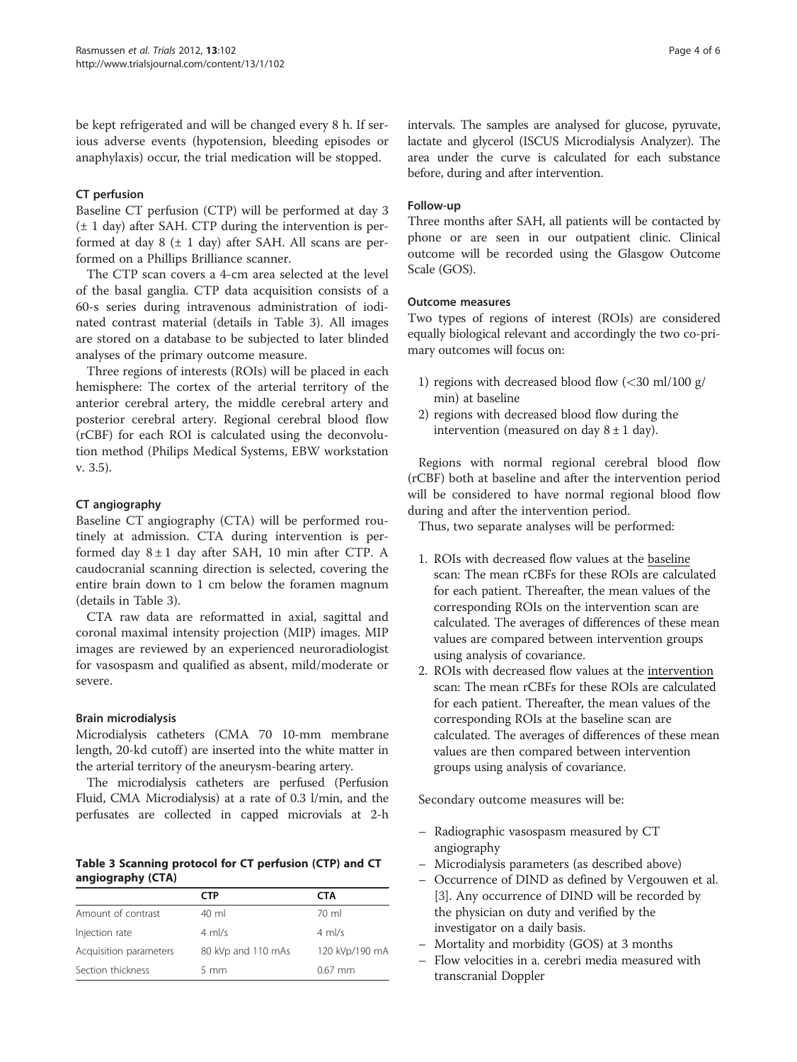be kept refrigerated and will be changed every 8 h. If serious adverse events (hypotension, bleeding episodes or anaphylaxis) occur, the trial medication will be stopped.

### CT perfusion

Baseline CT perfusion (CTP) will be performed at day 3 (± 1 day) after SAH. CTP during the intervention is performed at day 8 (± 1 day) after SAH. All scans are performed on a Phillips Brilliance scanner.

The CTP scan covers a 4-cm area selected at the level of the basal ganglia. CTP data acquisition consists of a 60-s series during intravenous administration of iodinated contrast material (details in Table 3). All images are stored on a database to be subjected to later blinded analyses of the primary outcome measure.

Three regions of interests (ROIs) will be placed in each hemisphere: The cortex of the arterial territory of the anterior cerebral artery, the middle cerebral artery and posterior cerebral artery. Regional cerebral blood flow (rCBF) for each ROI is calculated using the deconvolution method (Philips Medical Systems, EBW workstation v. 3.5).

### CT angiography

Baseline CT angiography (CTA) will be performed routinely at admission. CTA during intervention is performed day 8 ± 1 day after SAH, 10 min after CTP. A caudocranial scanning direction is selected, covering the entire brain down to 1 cm below the foramen magnum (details in Table 3).

CTA raw data are reformatted in axial, sagittal and coronal maximal intensity projection (MIP) images. MIP images are reviewed by an experienced neuroradiologist for vasospasm and qualified as absent, mild/moderate or severe.

### Brain microdialysis

Microdialysis catheters (CMA 70 10-mm membrane length, 20-kd cutoff) are inserted into the white matter in the arterial territory of the aneurysm-bearing artery.

The microdialysis catheters are perfused (Perfusion Fluid, CMA Microdialysis) at a rate of 0.3 l/min, and the perfusates are collected in capped microvials at 2-h intervals. The samples are analysed for glucose, pyruvate, lactate and glycerol (ISCUS Microdialysis Analyzer). The area under the curve is calculated for each substance before, during and after intervention.

**Table 3 Scanning protocol for CT perfusion (CTP) and CT angiography (CTA)**

| | CTP | CTA |
|---|---|---|
| Amount of contrast | 40 ml | 70 ml |
| Injection rate | 4 ml/s | 4 ml/s |
| Acquisition parameters | 80 kVp and 110 mAs | 120 kVp/190 mA |
| Section thickness | 5 mm | 0.67 mm |

### Follow-up

Three months after SAH, all patients will be contacted by phone or are seen in our outpatient clinic. Clinical outcome will be recorded using the Glasgow Outcome Scale (GOS).

### Outcome measures

Two types of regions of interest (ROIs) are considered equally biological relevant and accordingly the two co-primary outcomes will focus on:

1) regions with decreased blood flow (<30 ml/100 g/min) at baseline
2) regions with decreased blood flow during the intervention (measured on day 8 ± 1 day).

Regions with normal regional cerebral blood flow (rCBF) both at baseline and after the intervention period will be considered to have normal regional blood flow during and after the intervention period.

Thus, two separate analyses will be performed:

1. ROIs with decreased flow values at the baseline scan: The mean rCBFs for these ROIs are calculated for each patient. Thereafter, the mean values of the corresponding ROIs on the intervention scan are calculated. The averages of differences of these mean values are compared between intervention groups using analysis of covariance.
2. ROIs with decreased flow values at the intervention scan: The mean rCBFs for these ROIs are calculated for each patient. Thereafter, the mean values of the corresponding ROIs at the baseline scan are calculated. The averages of differences of these mean values are then compared between intervention groups using analysis of covariance.

Secondary outcome measures will be:

- Radiographic vasospasm measured by CT angiography
- Microdialysis parameters (as described above)
- Occurrence of DIND as defined by Vergouwen et al. [3]. Any occurrence of DIND will be recorded by the physician on duty and verified by the investigator on a daily basis.
- Mortality and morbidity (GOS) at 3 months
- Flow velocities in a. cerebri media measured with transcranial Doppler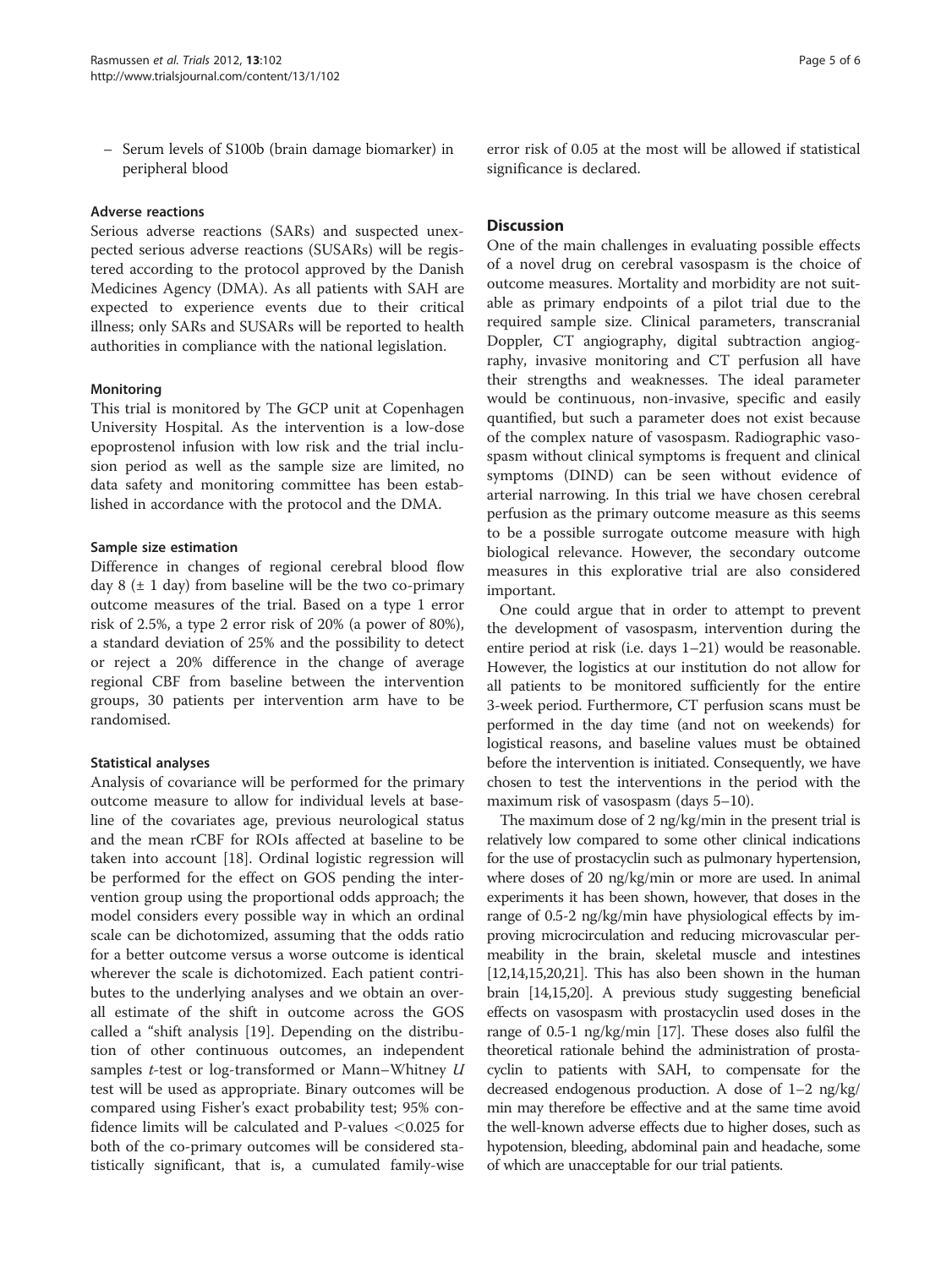– Serum levels of S100b (brain damage biomarker) in peripheral blood

#### Adverse reactions

Serious adverse reactions (SARs) and suspected unexpected serious adverse reactions (SUSARs) will be registered according to the protocol approved by the Danish Medicines Agency (DMA). As all patients with SAH are expected to experience events due to their critical illness; only SARs and SUSARs will be reported to health authorities in compliance with the national legislation.

#### Monitoring

This trial is monitored by The GCP unit at Copenhagen University Hospital. As the intervention is a low-dose epoprostenol infusion with low risk and the trial inclusion period as well as the sample size are limited, no data safety and monitoring committee has been established in accordance with the protocol and the DMA.

#### Sample size estimation

Difference in changes of regional cerebral blood flow day 8 (± 1 day) from baseline will be the two co-primary outcome measures of the trial. Based on a type 1 error risk of 2.5%, a type 2 error risk of 20% (a power of 80%), a standard deviation of 25% and the possibility to detect or reject a 20% difference in the change of average regional CBF from baseline between the intervention groups, 30 patients per intervention arm have to be randomised.

#### Statistical analyses

Analysis of covariance will be performed for the primary outcome measure to allow for individual levels at baseline of the covariates age, previous neurological status and the mean rCBF for ROIs affected at baseline to be taken into account [18]. Ordinal logistic regression will be performed for the effect on GOS pending the intervention group using the proportional odds approach; the model considers every possible way in which an ordinal scale can be dichotomized, assuming that the odds ratio for a better outcome versus a worse outcome is identical wherever the scale is dichotomized. Each patient contributes to the underlying analyses and we obtain an overall estimate of the shift in outcome across the GOS called a "shift analysis [19]. Depending on the distribution of other continuous outcomes, an independent samples *t*-test or log-transformed or Mann–Whitney *U* test will be used as appropriate. Binary outcomes will be compared using Fisher's exact probability test; 95% confidence limits will be calculated and P-values $<0.025$ for both of the co-primary outcomes will be considered statistically significant, that is, a cumulated family-wise error risk of 0.05 at the most will be allowed if statistical significance is declared.

## Discussion

One of the main challenges in evaluating possible effects of a novel drug on cerebral vasospasm is the choice of outcome measures. Mortality and morbidity are not suitable as primary endpoints of a pilot trial due to the required sample size. Clinical parameters, transcranial Doppler, CT angiography, digital subtraction angiography, invasive monitoring and CT perfusion all have their strengths and weaknesses. The ideal parameter would be continuous, non-invasive, specific and easily quantified, but such a parameter does not exist because of the complex nature of vasospasm. Radiographic vasospasm without clinical symptoms is frequent and clinical symptoms (DIND) can be seen without evidence of arterial narrowing. In this trial we have chosen cerebral perfusion as the primary outcome measure as this seems to be a possible surrogate outcome measure with high biological relevance. However, the secondary outcome measures in this explorative trial are also considered important.

One could argue that in order to attempt to prevent the development of vasospasm, intervention during the entire period at risk (i.e. days 1–21) would be reasonable. However, the logistics at our institution do not allow for all patients to be monitored sufficiently for the entire 3-week period. Furthermore, CT perfusion scans must be performed in the day time (and not on weekends) for logistical reasons, and baseline values must be obtained before the intervention is initiated. Consequently, we have chosen to test the interventions in the period with the maximum risk of vasospasm (days 5–10).

The maximum dose of 2 ng/kg/min in the present trial is relatively low compared to some other clinical indications for the use of prostacyclin such as pulmonary hypertension, where doses of 20 ng/kg/min or more are used. In animal experiments it has been shown, however, that doses in the range of 0.5-2 ng/kg/min have physiological effects by improving microcirculation and reducing microvascular permeability in the brain, skeletal muscle and intestines [12,14,15,20,21]. This has also been shown in the human brain [14,15,20]. A previous study suggesting beneficial effects on vasospasm with prostacyclin used doses in the range of 0.5-1 ng/kg/min [17]. These doses also fulfil the theoretical rationale behind the administration of prostacyclin to patients with SAH, to compensate for the decreased endogenous production. A dose of 1–2 ng/kg/min may therefore be effective and at the same time avoid the well-known adverse effects due to higher doses, such as hypotension, bleeding, abdominal pain and headache, some of which are unacceptable for our trial patients.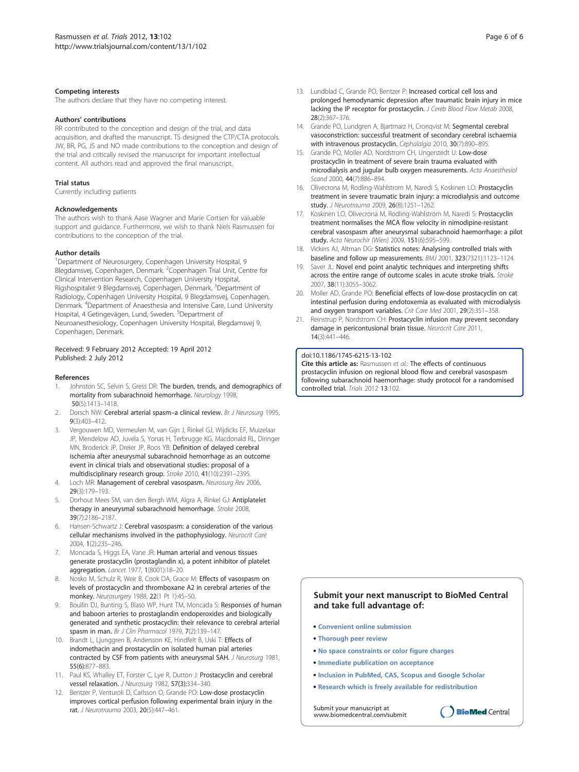### Competing interests

The authors declare that they have no competing interest.

### Authors' contributions

RR contributed to the conception and design of the trial, and data acquisition, and drafted the manuscript. TS designed the CTP/CTA protocols. JW, BR, PG, JS and NO made contributions to the conception and design of the trial and critically revised the manuscript for important intellectual content. All authors read and approved the final manuscript.

### Trial status

Currently including patients

### Acknowledgements

The authors wish to thank Aase Wagner and Marie Cortsen for valuable support and guidance. Furthermore, we wish to thank Niels Rasmussen for contributions to the conception of the trial.

### Author details

[1]Department of Neurosurgery, Copenhagen University Hospital, 9 Blegdamsvej, Copenhagen, Denmark. [2]Copenhagen Trial Unit, Centre for Clinical Intervention Research, Copenhagen University Hospital, Rigshospitalet 9 Blegdamsvej, Copenhagen, Denmark. [3]Department of Radiology, Copenhagen University Hospital, 9 Blegdamsvej, Copenhagen, Denmark. [4]Department of Anaesthesia and Intensive Care, Lund University Hospital, 4 Getingevägen, Lund, Sweden. [5]Department of Neuroanesthesiology, Copenhagen University Hospital, Blegdamsvej 9, Copenhagen, Denmark.

Received: 9 February 2012 Accepted: 19 April 2012
Published: 2 July 2012

### References

1. Johnston SC, Selvin S, Gress DR: **The burden, trends, and demographics of mortality from subarachnoid hemorrhage.** *Neurology* 1998, **50**(5):1413–1418.
2. Dorsch NW: **Cerebral arterial spasm–a clinical review.** *Br J Neurosurg* 1995, **9**(3):403–412.
3. Vergouwen MD, Vermeulen M, van Gijn J, Rinkel GJ, Wijdicks EF, Muizelaar JP, Mendelow AD, Juvela S, Yonas H, Terbrugge KG, Macdonald RL, Diringer MN, Broderick JP, Dreier JP, Roos YB: **Definition of delayed cerebral ischemia after aneurysmal subarachnoid hemorrhage as an outcome event in clinical trials and observational studies: proposal of a multidisciplinary research group.** *Stroke* 2010, **41**(10):2391–2395.
4. Loch MR: **Management of cerebral vasospasm.** *Neurosurg Rev* 2006, **29**(3):179–193.
5. Dorhout Mees SM, van den Bergh WM, Algra A, Rinkel GJ: **Antiplatelet therapy in aneurysmal subarachnoid hemorrhage.** *Stroke* 2008, **39**(7):2186–2187.
6. Hansen-Schwartz J: **Cerebral vasospasm: a consideration of the various cellular mechanisms involved in the pathophysiology.** *Neurocrit Care* 2004, **1**(2):235–246.
7. Moncada S, Higgs EA, Vane JR: **Human arterial and venous tissues generate prostacyclin (prostaglandin x), a potent inhibitor of platelet aggregation.** *Lancet* 1977, **1**(8001):18–20.
8. Nosko M, Schulz R, Weir B, Cook DA, Grace M: **Effects of vasospasm on levels of prostacyclin and thromboxane A2 in cerebral arteries of the monkey.** *Neurosurgery* 1988, **22**(1 Pt 1):45–50.
9. Boullin DJ, Bunting S, Blaso WP, Hunt TM, Moncada S: **Responses of human and baboon arteries to prostaglandin endoperoxides and biologically generated and synthetic prostacyclin: their relevance to cerebral arterial spasm in man.** *Br J Clin Pharmacol* 1979, **7**(2):139–147.
10. Brandt L, Ljunggren B, Andersson KE, Hindfelt B, Uski T: **Effects of indomethacin and prostacyclin on isolated human pial arteries contracted by CSF from patients with aneurysmal SAH.** *J Neurosurg* 1981, **55**(6):877–883.
11. Paul KS, Whalley ET, Forster C, Lye R, Dutton J: **Prostacyclin and cerebral vessel relaxation.** *J Neurosurg* 1982, **57**(3):334–340.
12. Bentzer P, Venturoli D, Carlsson O, Grande PO: **Low-dose prostacyclin improves cortical perfusion following experimental brain injury in the rat.** *J Neurotrauma* 2003, **20**(5):447–461.
13. Lundblad C, Grande PO, Bentzer P: **Increased cortical cell loss and prolonged hemodynamic depression after traumatic brain injury in mice lacking the IP receptor for prostacyclin.** *J Cereb Blood Flow Metab* 2008, **28**(2):367–376.
14. Grande PO, Lundgren A, Bjartmarz H, Cronqvist M: **Segmental cerebral vasoconstriction: successful treatment of secondary cerebral ischaemia with intravenous prostacyclin.** *Cephalalgia* 2010, **30**(7):890–895.
15. Grande PO, Moller AD, Nordstrom CH, Ungerstedt U: **Low-dose prostacyclin in treatment of severe brain trauma evaluated with microdialysis and jugular bulb oxygen measurements.** *Acta Anaesthesiol Scand* 2000, **44**(7):886–894.
16. Olivecrona M, Rodling-Wahlstrom M, Naredi S, Koskinen LO: **Prostacyclin treatment in severe traumatic brain injury: a microdialysis and outcome study.** *J Neurotrauma* 2009, **26**(8):1251–1262.
17. Koskinen LO, Olivecrona M, Rodling-Wahlstrom M, Naredi S: **Prostacyclin treatment normalises the MCA flow velocity in nimodipine-resistant cerebral vasospasm after aneurysmal subarachnoid haemorrhage: a pilot study.** *Acta Neurochir (Wien)* 2009, **151**(6):595–599.
18. Vickers AJ, Altman DG: **Statistics notes: Analysing controlled trials with baseline and follow up measurements.** *BMJ* 2001, **323**(7321):1123–1124.
19. Saver JL: **Novel end point analytic techniques and interpreting shifts across the entire range of outcome scales in acute stroke trials.** *Stroke* 2007, **38**(11):3055–3062.
20. Moller AD, Grande PO: **Beneficial effects of low-dose prostacyclin on cat intestinal perfusion during endotoxemia as evaluated with microdialysis and oxygen transport variables.** *Crit Care Med* 2001, **29**(2):351–358.
21. Reinstrup P, Nordstrom CH: **Prostacyclin infusion may prevent secondary damage in pericontusional brain tissue.** *Neurocrit Care* 2011, **14**(3):441–446.

doi:10.1186/1745-6215-13-102

**Cite this article as:** Rasmussen *et al.*: The effects of continuous prostacyclin infusion on regional blood flow and cerebral vasospasm following subarachnoid haemorrhage: study protocol for a randomised controlled trial. *Trials* 2012 **13**:102.

**Submit your next manuscript to BioMed Central and take full advantage of:**

- Convenient online submission
- Thorough peer review
- No space constraints or color figure charges
- Immediate publication on acceptance
- Inclusion in PubMed, CAS, Scopus and Google Scholar
- Research which is freely available for redistribution

Submit your manuscript at
www.biomedcentral.com/submit

BioMed Central